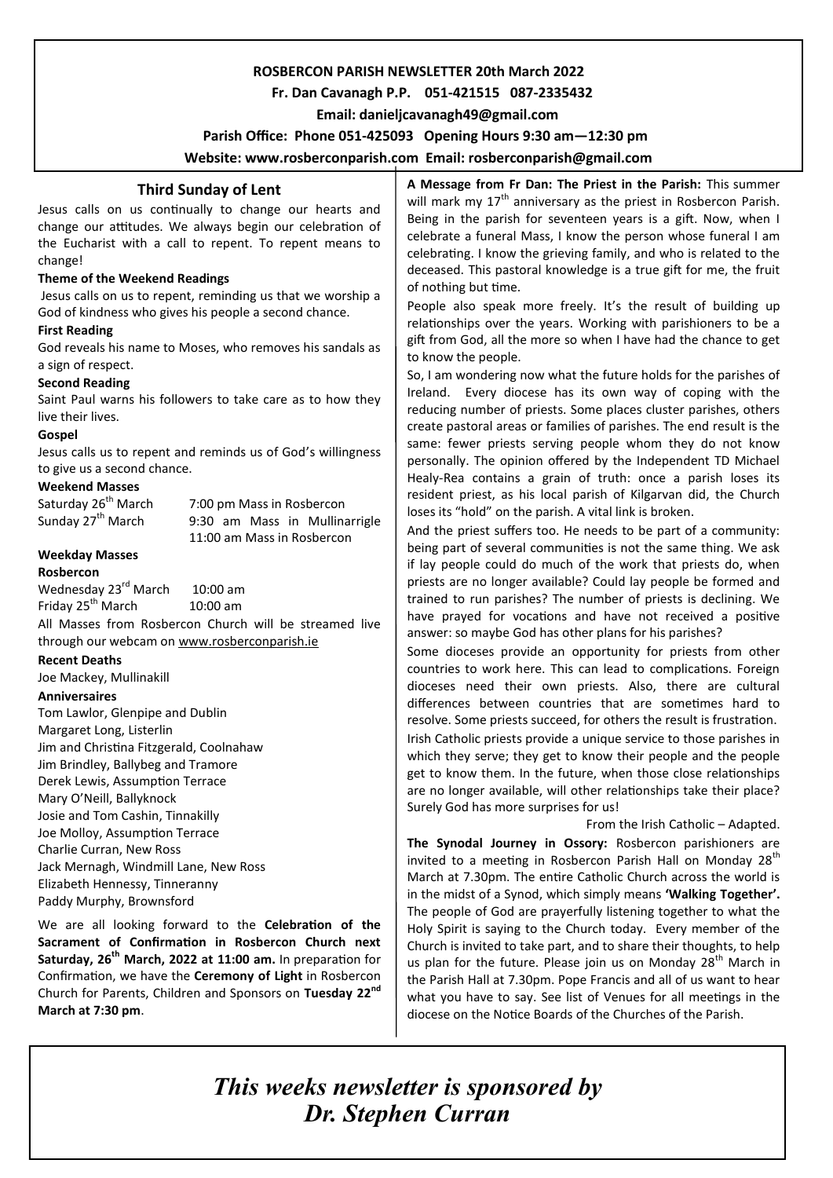**ROSBERCON PARISH NEWSLETTER 20th March 2022**

**Fr. Dan Cavanagh P.P. 051-421515 087-2335432**

**Email: danieljcavanagh49@gmail.com**

**Parish Office: Phone 051-425093 Opening Hours 9:30 am—12:30 pm**

**Website: www.rosberconparish.com Email: rosberconparish@gmail.com**

## Third Sunday of Lent

Jesus calls on us continually to change our hearts and change our attitudes. We always begin our celebration of the Eucharist with a call to repent. To repent means to change!

**Theme of the Weekend Readings**

Jesus calls on us to repent, reminding us that we worship a God of kindness who gives his people a second chance.

**First Reading**

God reveals his name to Moses, who removes his sandals as a sign of respect.

**Second Reading**

Saint Paul warns his followers to take care as to how they live their lives.

**Gospel**

Jesus calls us to repent and reminds us of God's willingness to give us a second chance.

**Weekend Masses**

Saturday 26th March — 7:00 pm Mass in Rosbercon
Sunday 27th March — 9:30 am Mass in Mullinarrigle
11:00 am Mass in Rosbercon

**Weekday Masses**

**Rosbercon**

Wednesday 23rd March — 10:00 am
Friday 25th March — 10:00 am

All Masses from Rosbercon Church will be streamed live through our webcam on www.rosberconparish.ie

**Recent Deaths**

Joe Mackey, Mullinakill

**Anniversaires**

Tom Lawlor, Glenpipe and Dublin
Margaret Long, Listerlin
Jim and Christina Fitzgerald, Coolnahaw
Jim Brindley, Ballybeg and Tramore
Derek Lewis, Assumption Terrace
Mary O'Neill, Ballyknock
Josie and Tom Cashin, Tinnakilly
Joe Molloy, Assumption Terrace
Charlie Curran, New Ross
Jack Mernagh, Windmill Lane, New Ross
Elizabeth Hennessy, Tinneranny
Paddy Murphy, Brownsford

We are all looking forward to the **Celebration of the Sacrament of Confirmation in Rosbercon Church next Saturday, 26th March, 2022 at 11:00 am.** In preparation for Confirmation, we have the **Ceremony of Light** in Rosbercon Church for Parents, Children and Sponsors on **Tuesday 22nd March at 7:30 pm**.

**A Message from Fr Dan: The Priest in the Parish:** This summer will mark my 17th anniversary as the priest in Rosbercon Parish. Being in the parish for seventeen years is a gift. Now, when I celebrate a funeral Mass, I know the person whose funeral I am celebrating. I know the grieving family, and who is related to the deceased. This pastoral knowledge is a true gift for me, the fruit of nothing but time.

People also speak more freely. It's the result of building up relationships over the years. Working with parishioners to be a gift from God, all the more so when I have had the chance to get to know the people.

So, I am wondering now what the future holds for the parishes of Ireland. Every diocese has its own way of coping with the reducing number of priests. Some places cluster parishes, others create pastoral areas or families of parishes. The end result is the same: fewer priests serving people whom they do not know personally. The opinion offered by the Independent TD Michael Healy-Rea contains a grain of truth: once a parish loses its resident priest, as his local parish of Kilgarvan did, the Church loses its "hold" on the parish. A vital link is broken.

And the priest suffers too. He needs to be part of a community: being part of several communities is not the same thing. We ask if lay people could do much of the work that priests do, when priests are no longer available? Could lay people be formed and trained to run parishes? The number of priests is declining. We have prayed for vocations and have not received a positive answer: so maybe God has other plans for his parishes?

Some dioceses provide an opportunity for priests from other countries to work here. This can lead to complications. Foreign dioceses need their own priests. Also, there are cultural differences between countries that are sometimes hard to resolve. Some priests succeed, for others the result is frustration.

Irish Catholic priests provide a unique service to those parishes in which they serve; they get to know their people and the people get to know them. In the future, when those close relationships are no longer available, will other relationships take their place? Surely God has more surprises for us!

From the Irish Catholic – Adapted.

**The Synodal Journey in Ossory:** Rosbercon parishioners are invited to a meeting in Rosbercon Parish Hall on Monday 28th March at 7.30pm. The entire Catholic Church across the world is in the midst of a Synod, which simply means **'Walking Together'.** The people of God are prayerfully listening together to what the Holy Spirit is saying to the Church today. Every member of the Church is invited to take part, and to share their thoughts, to help us plan for the future. Please join us on Monday 28th March in the Parish Hall at 7.30pm. Pope Francis and all of us want to hear what you have to say. See list of Venues for all meetings in the diocese on the Notice Boards of the Churches of the Parish.

***This weeks newsletter is sponsored by Dr. Stephen Curran***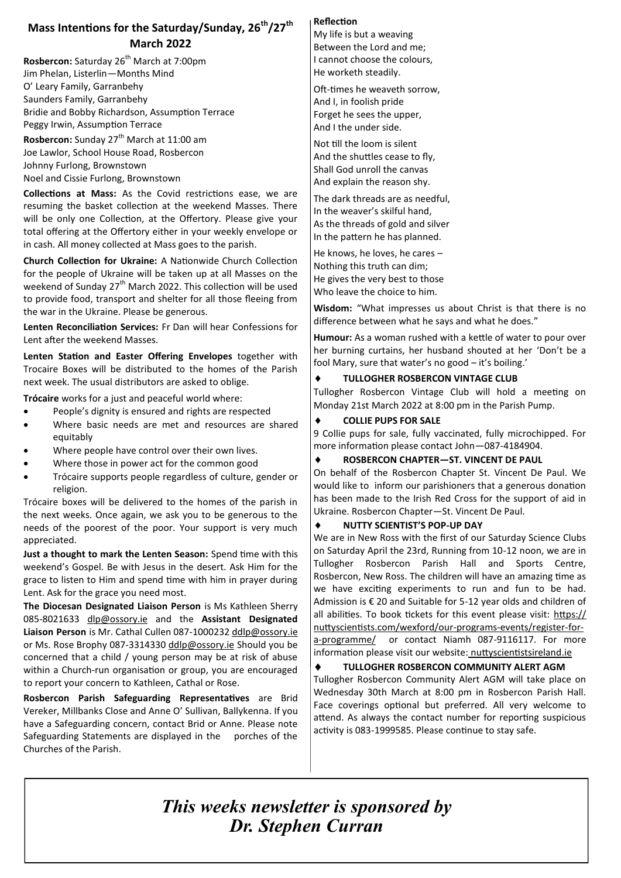## Mass Intentions for the Saturday/Sunday, 26th/27th March 2022

**Rosbercon:** Saturday 26th March at 7:00pm
Jim Phelan, Listerlin—Months Mind
O' Leary Family, Garranbehy
Saunders Family, Garranbehy
Bridie and Bobby Richardson, Assumption Terrace
Peggy Irwin, Assumption Terrace

**Rosbercon:** Sunday 27th March at 11:00 am
Joe Lawlor, School House Road, Rosbercon
Johnny Furlong, Brownstown
Noel and Cissie Furlong, Brownstown

**Collections at Mass:** As the Covid restrictions ease, we are resuming the basket collection at the weekend Masses. There will be only one Collection, at the Offertory. Please give your total offering at the Offertory either in your weekly envelope or in cash. All money collected at Mass goes to the parish.

**Church Collection for Ukraine:** A Nationwide Church Collection for the people of Ukraine will be taken up at all Masses on the weekend of Sunday 27th March 2022. This collection will be used to provide food, transport and shelter for all those fleeing from the war in the Ukraine. Please be generous.

**Lenten Reconciliation Services:** Fr Dan will hear Confessions for Lent after the weekend Masses.

**Lenten Station and Easter Offering Envelopes** together with Trocaire Boxes will be distributed to the homes of the Parish next week. The usual distributors are asked to oblige.

**Trócaire** works for a just and peaceful world where:

- People's dignity is ensured and rights are respected
- Where basic needs are met and resources are shared equitably
- Where people have control over their own lives.
- Where those in power act for the common good
- Trócaire supports people regardless of culture, gender or religion.

Trócaire boxes will be delivered to the homes of the parish in the next weeks. Once again, we ask you to be generous to the needs of the poorest of the poor. Your support is very much appreciated.

**Just a thought to mark the Lenten Season:** Spend time with this weekend's Gospel. Be with Jesus in the desert. Ask Him for the grace to listen to Him and spend time with him in prayer during Lent. Ask for the grace you need most.

**The Diocesan Designated Liaison Person** is Ms Kathleen Sherry 085-8021633 dlp@ossory.ie and the **Assistant Designated Liaison Person** is Mr. Cathal Cullen 087-1000232 ddlp@ossory.ie or Ms. Rose Brophy 087-3314330 ddlp@ossory.ie Should you be concerned that a child / young person may be at risk of abuse within a Church-run organisation or group, you are encouraged to report your concern to Kathleen, Cathal or Rose.

**Rosbercon Parish Safeguarding Representatives** are Brid Vereker, Millbanks Close and Anne O' Sullivan, Ballykenna. If you have a Safeguarding concern, contact Brid or Anne. Please note Safeguarding Statements are displayed in the porches of the Churches of the Parish.

**Reflection**

My life is but a weaving
Between the Lord and me;
I cannot choose the colours,
He worketh steadily.

Oft-times he weaveth sorrow,
And I, in foolish pride
Forget he sees the upper,
And I the under side.

Not till the loom is silent
And the shuttles cease to fly,
Shall God unroll the canvas
And explain the reason shy.

The dark threads are as needful,
In the weaver's skilful hand,
As the threads of gold and silver
In the pattern he has planned.

He knows, he loves, he cares –
Nothing this truth can dim;
He gives the very best to those
Who leave the choice to him.

**Wisdom:** "What impresses us about Christ is that there is no difference between what he says and what he does."

**Humour:** As a woman rushed with a kettle of water to pour over her burning curtains, her husband shouted at her 'Don't be a fool Mary, sure that water's no good – it's boiling.'

### ♦ TULLOGHER ROSBERCON VINTAGE CLUB

Tullogher Rosbercon Vintage Club will hold a meeting on Monday 21st March 2022 at 8:00 pm in the Parish Pump.

### ♦ COLLIE PUPS FOR SALE

9 Collie pups for sale, fully vaccinated, fully microchipped. For more information please contact John—087-4184904.

### ♦ ROSBERCON CHAPTER—ST. VINCENT DE PAUL

On behalf of the Rosbercon Chapter St. Vincent De Paul. We would like to inform our parishioners that a generous donation has been made to the Irish Red Cross for the support of aid in Ukraine. Rosbercon Chapter—St. Vincent De Paul.

### ♦ NUTTY SCIENTIST'S POP-UP DAY

We are in New Ross with the first of our Saturday Science Clubs on Saturday April the 23rd, Running from 10-12 noon, we are in Tullogher Rosbercon Parish Hall and Sports Centre, Rosbercon, New Ross. The children will have an amazing time as we have exciting experiments to run and fun to be had. Admission is € 20 and Suitable for 5-12 year olds and children of all abilities. To book tickets for this event please visit: https://nuttyscientists.com/wexford/our-programs-events/register-for-a-programme/ or contact Niamh 087-9116117. For more information please visit our website: nuttyscientistsireland.ie

### ♦ TULLOGHER ROSBERCON COMMUNITY ALERT AGM

Tullogher Rosbercon Community Alert AGM will take place on Wednesday 30th March at 8:00 pm in Rosbercon Parish Hall. Face coverings optional but preferred. All very welcome to attend. As always the contact number for reporting suspicious activity is 083-1999585. Please continue to stay safe.

*This weeks newsletter is sponsored by Dr. Stephen Curran*